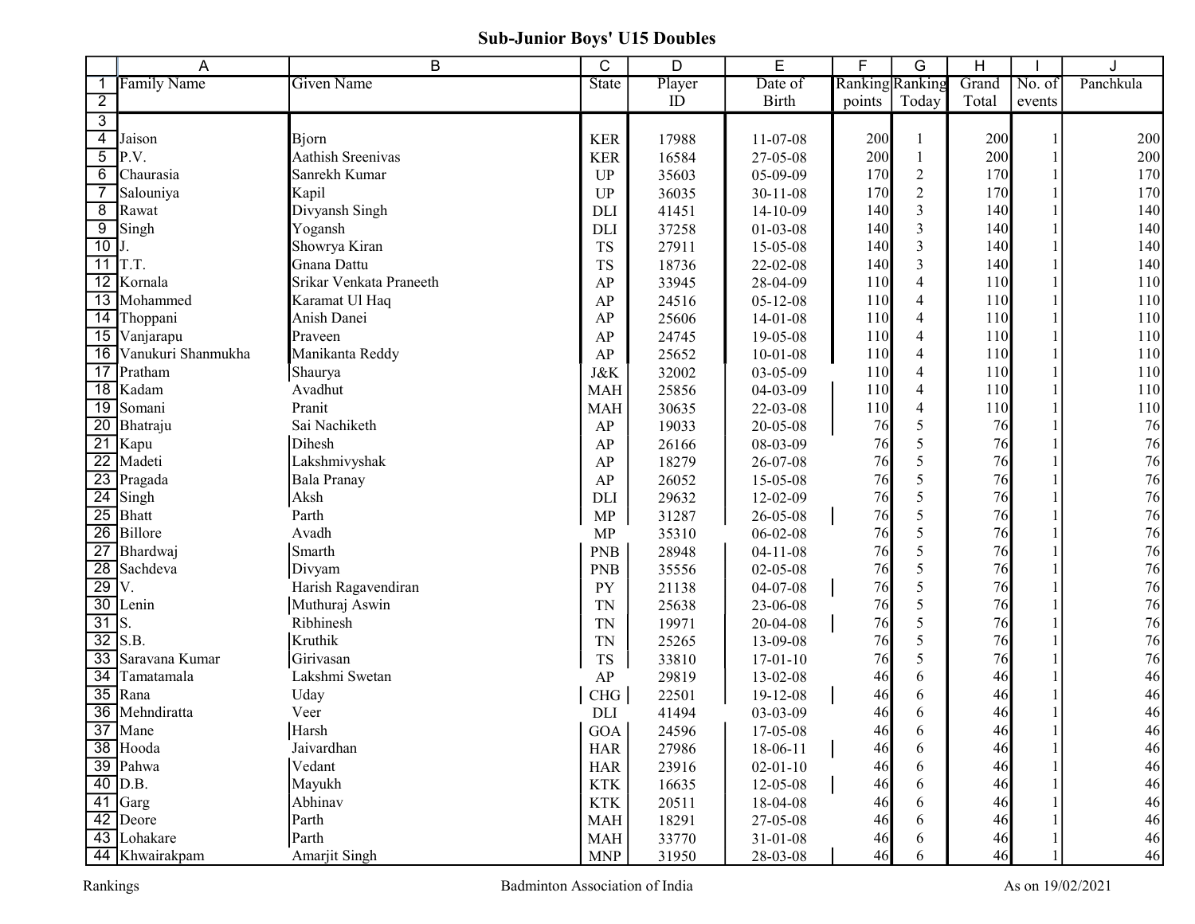## Sub-Junior Boys' U15 Doubles

| | A | B | C | D | E | F | G | H | I | J |
|---|---|---|---|---|---|---|---|---|---|---|
| 1 | Family Name | Given Name | State | Player | Date of | Ranking | Ranking | Grand | No. of | Panchkula |
| 2 | | | | ID | Birth | points | Today | Total | events | |
| 3 | | | | | | | | | | |
| 4 | Jaison | Bjorn | KER | 17988 | 11-07-08 | 200 | 1 | 200 | 1 | 200 |
| 5 | P.V. | Aathish Sreenivas | KER | 16584 | 27-05-08 | 200 | 1 | 200 | 1 | 200 |
| 6 | Chaurasia | Sanrekh Kumar | UP | 35603 | 05-09-09 | 170 | 2 | 170 | 1 | 170 |
| 7 | Salouniya | Kapil | UP | 36035 | 30-11-08 | 170 | 2 | 170 | 1 | 170 |
| 8 | Rawat | Divyansh Singh | DLI | 41451 | 14-10-09 | 140 | 3 | 140 | 1 | 140 |
| 9 | Singh | Yogansh | DLI | 37258 | 01-03-08 | 140 | 3 | 140 | 1 | 140 |
| 10 | J. | Showrya Kiran | TS | 27911 | 15-05-08 | 140 | 3 | 140 | 1 | 140 |
| 11 | T.T. | Gnana Dattu | TS | 18736 | 22-02-08 | 140 | 3 | 140 | 1 | 140 |
| 12 | Kornala | Srikar Venkata Praneeth | AP | 33945 | 28-04-09 | 110 | 4 | 110 | 1 | 110 |
| 13 | Mohammed | Karamat Ul Haq | AP | 24516 | 05-12-08 | 110 | 4 | 110 | 1 | 110 |
| 14 | Thoppani | Anish Danei | AP | 25606 | 14-01-08 | 110 | 4 | 110 | 1 | 110 |
| 15 | Vanjarapu | Praveen | AP | 24745 | 19-05-08 | 110 | 4 | 110 | 1 | 110 |
| 16 | Vanukuri Shanmukha | Manikanta Reddy | AP | 25652 | 10-01-08 | 110 | 4 | 110 | 1 | 110 |
| 17 | Pratham | Shaurya | J&K | 32002 | 03-05-09 | 110 | 4 | 110 | 1 | 110 |
| 18 | Kadam | Avadhut | MAH | 25856 | 04-03-09 | 110 | 4 | 110 | 1 | 110 |
| 19 | Somani | Pranit | MAH | 30635 | 22-03-08 | 110 | 4 | 110 | 1 | 110 |
| 20 | Bhatraju | Sai Nachiketh | AP | 19033 | 20-05-08 | 76 | 5 | 76 | 1 | 76 |
| 21 | Kapu | Dihesh | AP | 26166 | 08-03-09 | 76 | 5 | 76 | 1 | 76 |
| 22 | Madeti | Lakshmivyshak | AP | 18279 | 26-07-08 | 76 | 5 | 76 | 1 | 76 |
| 23 | Pragada | Bala Pranay | AP | 26052 | 15-05-08 | 76 | 5 | 76 | 1 | 76 |
| 24 | Singh | Aksh | DLI | 29632 | 12-02-09 | 76 | 5 | 76 | 1 | 76 |
| 25 | Bhatt | Parth | MP | 31287 | 26-05-08 | 76 | 5 | 76 | 1 | 76 |
| 26 | Billore | Avadh | MP | 35310 | 06-02-08 | 76 | 5 | 76 | 1 | 76 |
| 27 | Bhardwaj | Smarth | PNB | 28948 | 04-11-08 | 76 | 5 | 76 | 1 | 76 |
| 28 | Sachdeva | Divyam | PNB | 35556 | 02-05-08 | 76 | 5 | 76 | 1 | 76 |
| 29 | V. | Harish Ragavendiran | PY | 21138 | 04-07-08 | 76 | 5 | 76 | 1 | 76 |
| 30 | Lenin | Muthuraj Aswin | TN | 25638 | 23-06-08 | 76 | 5 | 76 | 1 | 76 |
| 31 | S. | Ribhinesh | TN | 19971 | 20-04-08 | 76 | 5 | 76 | 1 | 76 |
| 32 | S.B. | Kruthik | TN | 25265 | 13-09-08 | 76 | 5 | 76 | 1 | 76 |
| 33 | Saravana Kumar | Girivasan | TS | 33810 | 17-01-10 | 76 | 5 | 76 | 1 | 76 |
| 34 | Tamatamala | Lakshmi Swetan | AP | 29819 | 13-02-08 | 46 | 6 | 46 | 1 | 46 |
| 35 | Rana | Uday | CHG | 22501 | 19-12-08 | 46 | 6 | 46 | 1 | 46 |
| 36 | Mehndiratta | Veer | DLI | 41494 | 03-03-09 | 46 | 6 | 46 | 1 | 46 |
| 37 | Mane | Harsh | GOA | 24596 | 17-05-08 | 46 | 6 | 46 | 1 | 46 |
| 38 | Hooda | Jaivardhan | HAR | 27986 | 18-06-11 | 46 | 6 | 46 | 1 | 46 |
| 39 | Pahwa | Vedant | HAR | 23916 | 02-01-10 | 46 | 6 | 46 | 1 | 46 |
| 40 | D.B. | Mayukh | KTK | 16635 | 12-05-08 | 46 | 6 | 46 | 1 | 46 |
| 41 | Garg | Abhinav | KTK | 20511 | 18-04-08 | 46 | 6 | 46 | 1 | 46 |
| 42 | Deore | Parth | MAH | 18291 | 27-05-08 | 46 | 6 | 46 | 1 | 46 |
| 43 | Lohakare | Parth | MAH | 33770 | 31-01-08 | 46 | 6 | 46 | 1 | 46 |
| 44 | Khwairakpam | Amarjit Singh | MNP | 31950 | 28-03-08 | 46 | 6 | 46 | 1 | 46 |

Rankings — Badminton Association of India — As on 19/02/2021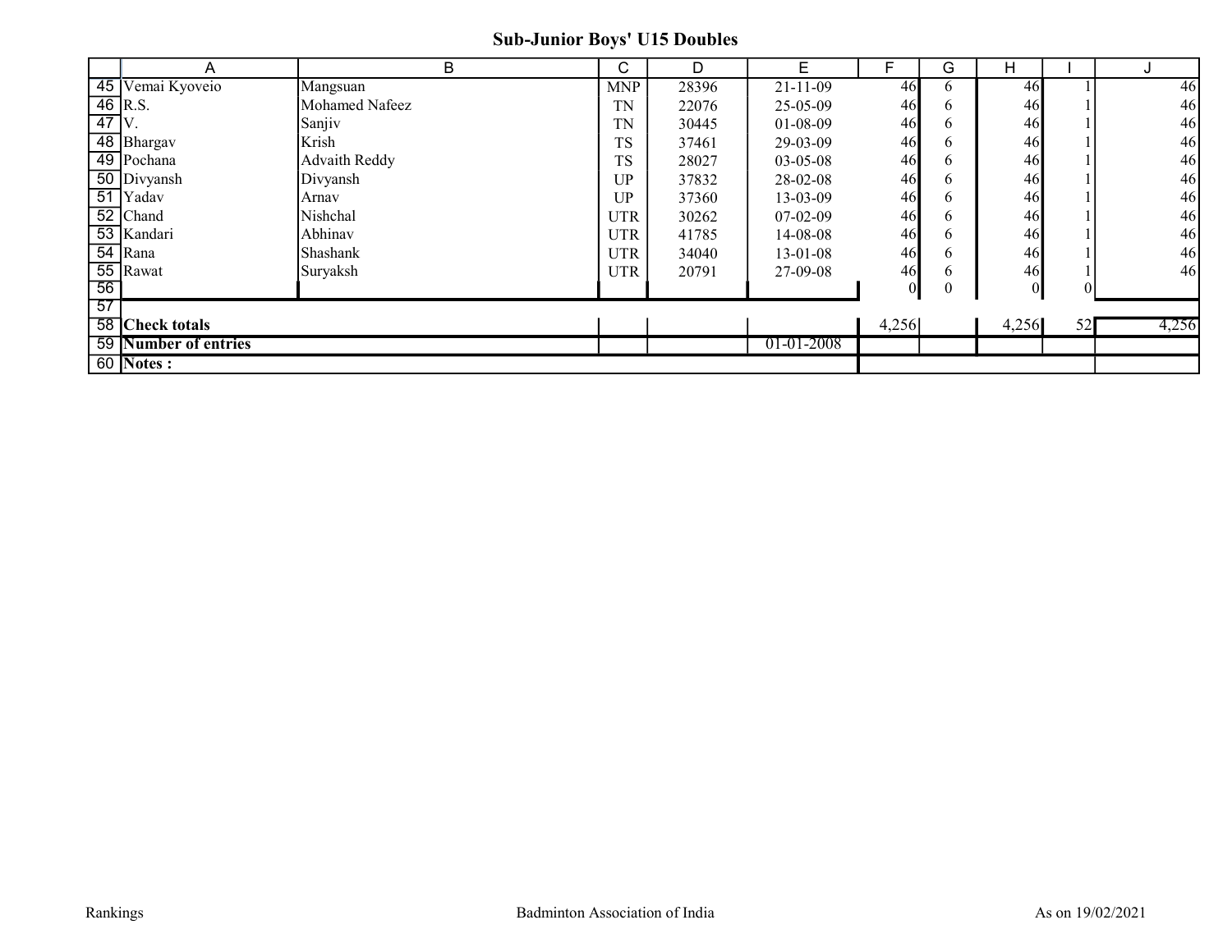## Sub-Junior Boys' U15 Doubles

| | A | B | C | D | E | F | G | H | I | J |
|---|---|---|---|---|---|---|---|---|---|---|
| 45 | Vemai Kyoveio | Mangsuan | MNP | 28396 | 21-11-09 | 46 | 6 | 46 | 1 | 46 |
| 46 | R.S. | Mohamed Nafeez | TN | 22076 | 25-05-09 | 46 | 6 | 46 | 1 | 46 |
| 47 | V. | Sanjiv | TN | 30445 | 01-08-09 | 46 | 6 | 46 | 1 | 46 |
| 48 | Bhargav | Krish | TS | 37461 | 29-03-09 | 46 | 6 | 46 | 1 | 46 |
| 49 | Pochana | Advaith Reddy | TS | 28027 | 03-05-08 | 46 | 6 | 46 | 1 | 46 |
| 50 | Divyansh | Divyansh | UP | 37832 | 28-02-08 | 46 | 6 | 46 | 1 | 46 |
| 51 | Yadav | Arnav | UP | 37360 | 13-03-09 | 46 | 6 | 46 | 1 | 46 |
| 52 | Chand | Nishchal | UTR | 30262 | 07-02-09 | 46 | 6 | 46 | 1 | 46 |
| 53 | Kandari | Abhinav | UTR | 41785 | 14-08-08 | 46 | 6 | 46 | 1 | 46 |
| 54 | Rana | Shashank | UTR | 34040 | 13-01-08 | 46 | 6 | 46 | 1 | 46 |
| 55 | Rawat | Suryaksh | UTR | 20791 | 27-09-08 | 46 | 6 | 46 | 1 | 46 |
| 56 | | | | | | 0 | 0 | 0 | 0 | |
| 57 | | | | | | | | | | |
| 58 | **Check totals** | | | | | 4,256 | | 4,256 | 52 | 4,256 |
| 59 | **Number of entries** | | | | 01-01-2008 | | | | | |
| 60 | **Notes :** | | | | | | | | | |